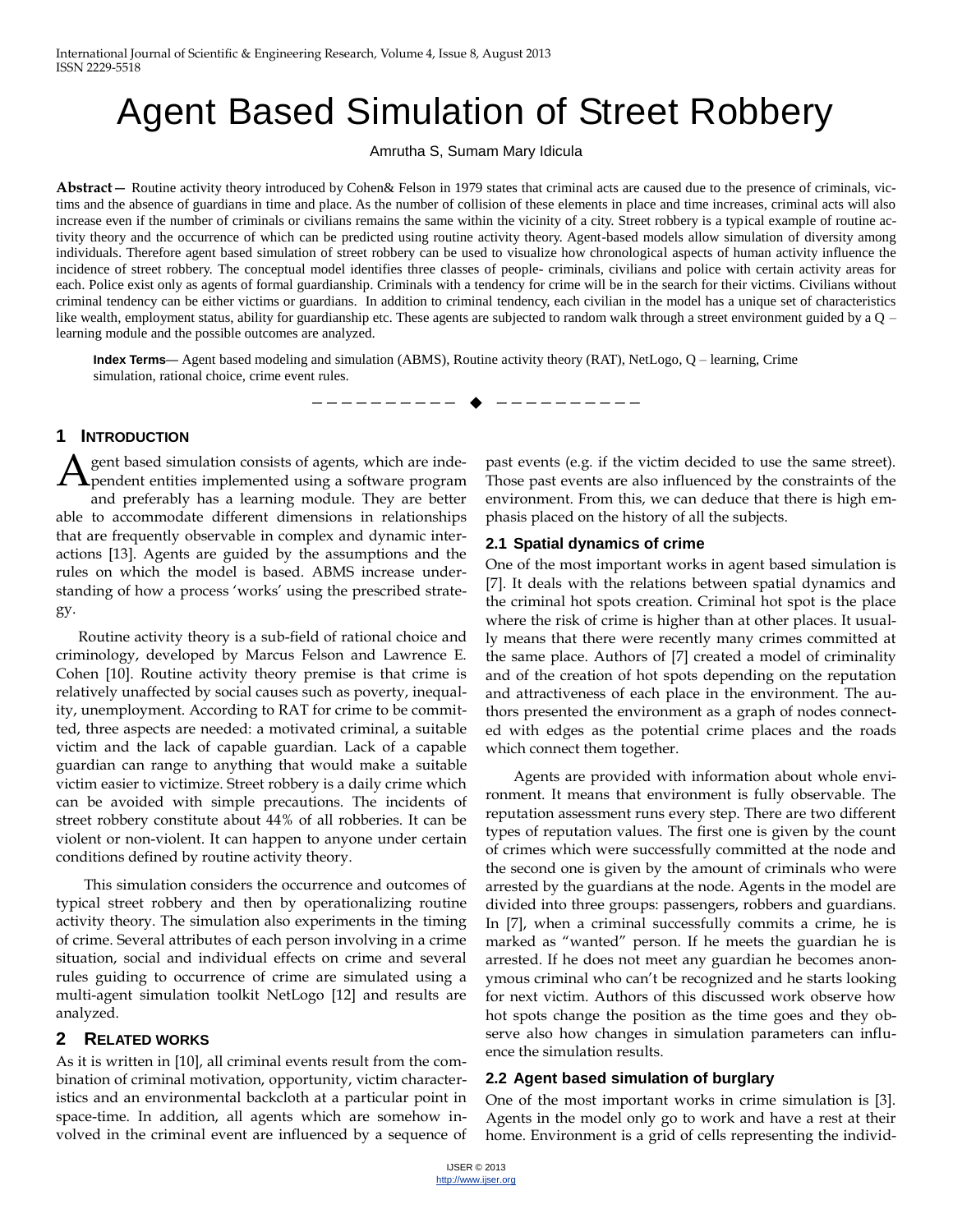# Agent Based Simulation of Street Robbery

Amrutha S, Sumam Mary Idicula

**Abstract**— Routine activity theory introduced by Cohen& Felson in 1979 states that criminal acts are caused due to the presence of criminals, victims and the absence of guardians in time and place. As the number of collision of these elements in place and time increases, criminal acts will also increase even if the number of criminals or civilians remains the same within the vicinity of a city. Street robbery is a typical example of routine activity theory and the occurrence of which can be predicted using routine activity theory. Agent-based models allow simulation of diversity among individuals. Therefore agent based simulation of street robbery can be used to visualize how chronological aspects of human activity influence the incidence of street robbery. The conceptual model identifies three classes of people- criminals, civilians and police with certain activity areas for each. Police exist only as agents of formal guardianship. Criminals with a tendency for crime will be in the search for their victims. Civilians without criminal tendency can be either victims or guardians. In addition to criminal tendency, each civilian in the model has a unique set of characteristics like wealth, employment status, ability for guardianship etc. These agents are subjected to random walk through a street environment guided by a Q – learning module and the possible outcomes are analyzed.

**Index Terms**— Agent based modeling and simulation (ABMS), Routine activity theory (RAT), NetLogo, Q – learning, Crime simulation, rational choice, crime event rules.

## 1 Introduction

Agent based simulation consists of agents, which are independent entities implemented using a software program and preferably has a learning module. They are better able to accommodate different dimensions in relationships that are frequently observable in complex and dynamic interactions [13]. Agents are guided by the assumptions and the rules on which the model is based. ABMS increase understanding of how a process 'works' using the prescribed strategy.

Routine activity theory is a sub-field of rational choice and criminology, developed by Marcus Felson and Lawrence E. Cohen [10]. Routine activity theory premise is that crime is relatively unaffected by social causes such as poverty, inequality, unemployment. According to RAT for crime to be committed, three aspects are needed: a motivated criminal, a suitable victim and the lack of capable guardian. Lack of a capable guardian can range to anything that would make a suitable victim easier to victimize. Street robbery is a daily crime which can be avoided with simple precautions. The incidents of street robbery constitute about 44% of all robberies. It can be violent or non-violent. It can happen to anyone under certain conditions defined by routine activity theory.

This simulation considers the occurrence and outcomes of typical street robbery and then by operationalizing routine activity theory. The simulation also experiments in the timing of crime. Several attributes of each person involving in a crime situation, social and individual effects on crime and several rules guiding to occurrence of crime are simulated using a multi-agent simulation toolkit NetLogo [12] and results are analyzed.

## 2 Related works

As it is written in [10], all criminal events result from the combination of criminal motivation, opportunity, victim characteristics and an environmental backcloth at a particular point in space-time. In addition, all agents which are somehow involved in the criminal event are influenced by a sequence of past events (e.g. if the victim decided to use the same street). Those past events are also influenced by the constraints of the environment. From this, we can deduce that there is high emphasis placed on the history of all the subjects.

### 2.1 Spatial dynamics of crime

One of the most important works in agent based simulation is [7]. It deals with the relations between spatial dynamics and the criminal hot spots creation. Criminal hot spot is the place where the risk of crime is higher than at other places. It usually means that there were recently many crimes committed at the same place. Authors of [7] created a model of criminality and of the creation of hot spots depending on the reputation and attractiveness of each place in the environment. The authors presented the environment as a graph of nodes connected with edges as the potential crime places and the roads which connect them together.

Agents are provided with information about whole environment. It means that environment is fully observable. The reputation assessment runs every step. There are two different types of reputation values. The first one is given by the count of crimes which were successfully committed at the node and the second one is given by the amount of criminals who were arrested by the guardians at the node. Agents in the model are divided into three groups: passengers, robbers and guardians. In [7], when a criminal successfully commits a crime, he is marked as "wanted" person. If he meets the guardian he is arrested. If he does not meet any guardian he becomes anonymous criminal who can't be recognized and he starts looking for next victim. Authors of this discussed work observe how hot spots change the position as the time goes and they observe also how changes in simulation parameters can influence the simulation results.

### 2.2 Agent based simulation of burglary

One of the most important works in crime simulation is [3]. Agents in the model only go to work and have a rest at their home. Environment is a grid of cells representing the individ-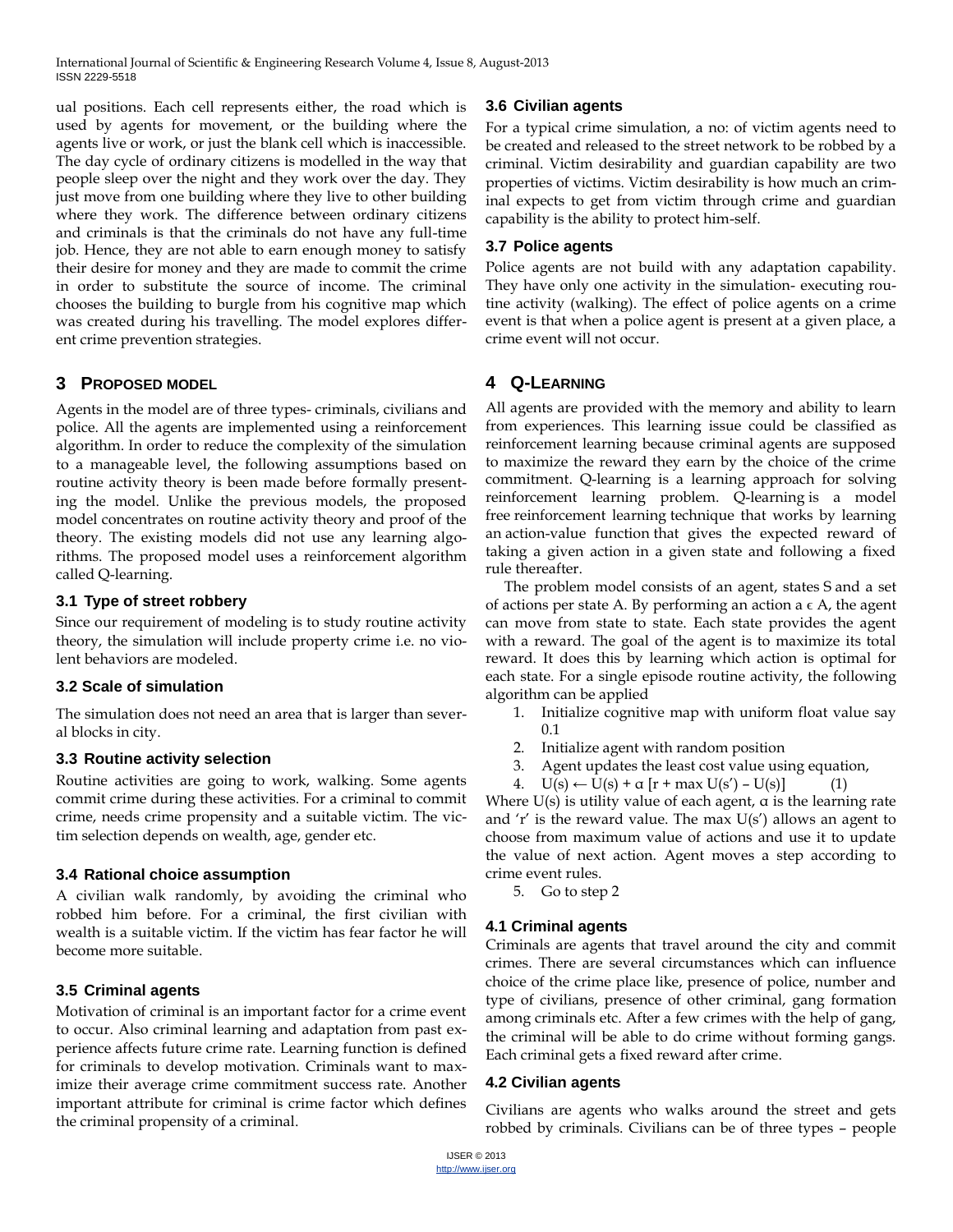ual positions. Each cell represents either, the road which is used by agents for movement, or the building where the agents live or work, or just the blank cell which is inaccessible. The day cycle of ordinary citizens is modelled in the way that people sleep over the night and they work over the day. They just move from one building where they live to other building where they work. The difference between ordinary citizens and criminals is that the criminals do not have any full-time job. Hence, they are not able to earn enough money to satisfy their desire for money and they are made to commit the crime in order to substitute the source of income. The criminal chooses the building to burgle from his cognitive map which was created during his travelling. The model explores different crime prevention strategies.

## 3 Proposed Model

Agents in the model are of three types- criminals, civilians and police. All the agents are implemented using a reinforcement algorithm. In order to reduce the complexity of the simulation to a manageable level, the following assumptions based on routine activity theory is been made before formally presenting the model. Unlike the previous models, the proposed model concentrates on routine activity theory and proof of the theory. The existing models did not use any learning algorithms. The proposed model uses a reinforcement algorithm called Q-learning.

### 3.1 Type of street robbery

Since our requirement of modeling is to study routine activity theory, the simulation will include property crime i.e. no violent behaviors are modeled.

### 3.2 Scale of simulation

The simulation does not need an area that is larger than several blocks in city.

### 3.3 Routine activity selection

Routine activities are going to work, walking. Some agents commit crime during these activities. For a criminal to commit crime, needs crime propensity and a suitable victim. The victim selection depends on wealth, age, gender etc.

### 3.4 Rational choice assumption

A civilian walk randomly, by avoiding the criminal who robbed him before. For a criminal, the first civilian with wealth is a suitable victim. If the victim has fear factor he will become more suitable.

### 3.5 Criminal agents

Motivation of criminal is an important factor for a crime event to occur. Also criminal learning and adaptation from past experience affects future crime rate. Learning function is defined for criminals to develop motivation. Criminals want to maximize their average crime commitment success rate. Another important attribute for criminal is crime factor which defines the criminal propensity of a criminal.

### 3.6 Civilian agents

For a typical crime simulation, a no: of victim agents need to be created and released to the street network to be robbed by a criminal. Victim desirability and guardian capability are two properties of victims. Victim desirability is how much an criminal expects to get from victim through crime and guardian capability is the ability to protect him-self.

### 3.7 Police agents

Police agents are not build with any adaptation capability. They have only one activity in the simulation- executing routine activity (walking). The effect of police agents on a crime event is that when a police agent is present at a given place, a crime event will not occur.

## 4 Q-Learning

All agents are provided with the memory and ability to learn from experiences. This learning issue could be classified as reinforcement learning because criminal agents are supposed to maximize the reward they earn by the choice of the crime commitment. Q-learning is a learning approach for solving reinforcement learning problem. Q-learning is a model free reinforcement learning technique that works by learning an action-value function that gives the expected reward of taking a given action in a given state and following a fixed rule thereafter.

The problem model consists of an agent, states S and a set of actions per state A. By performing an action $a \in A$, the agent can move from state to state. Each state provides the agent with a reward. The goal of the agent is to maximize its total reward. It does this by learning which action is optimal for each state. For a single episode routine activity, the following algorithm can be applied

1. Initialize cognitive map with uniform float value say 0.1
2. Initialize agent with random position
3. Agent updates the least cost value using equation,
4. $U(s) \leftarrow U(s) + \alpha\,[r + \max U(s') - U(s)]$ (1)

Where $U(s)$ is utility value of each agent, $\alpha$ is the learning rate and 'r' is the reward value. The max $U(s')$ allows an agent to choose from maximum value of actions and use it to update the value of next action. Agent moves a step according to crime event rules.

5. Go to step 2

### 4.1 Criminal agents

Criminals are agents that travel around the city and commit crimes. There are several circumstances which can influence choice of the crime place like, presence of police, number and type of civilians, presence of other criminal, gang formation among criminals etc. After a few crimes with the help of gang, the criminal will be able to do crime without forming gangs. Each criminal gets a fixed reward after crime.

### 4.2 Civilian agents

Civilians are agents who walks around the street and gets robbed by criminals. Civilians can be of three types – people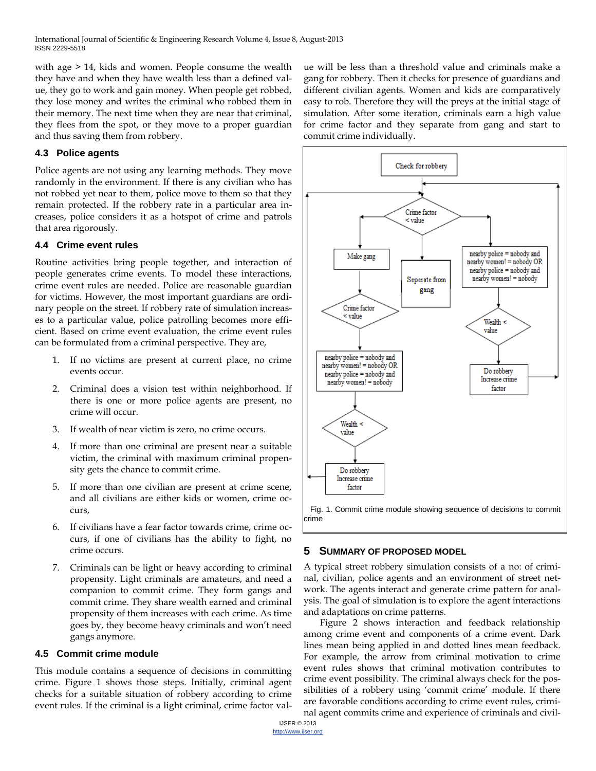with age > 14, kids and women. People consume the wealth they have and when they have wealth less than a defined value, they go to work and gain money. When people get robbed, they lose money and writes the criminal who robbed them in their memory. The next time when they are near that criminal, they flees from the spot, or they move to a proper guardian and thus saving them from robbery.

### 4.3 Police agents

Police agents are not using any learning methods. They move randomly in the environment. If there is any civilian who has not robbed yet near to them, police move to them so that they remain protected. If the robbery rate in a particular area increases, police considers it as a hotspot of crime and patrols that area rigorously.

### 4.4 Crime event rules

Routine activities bring people together, and interaction of people generates crime events. To model these interactions, crime event rules are needed. Police are reasonable guardian for victims. However, the most important guardians are ordinary people on the street. If robbery rate of simulation increases to a particular value, police patrolling becomes more efficient. Based on crime event evaluation, the crime event rules can be formulated from a criminal perspective. They are,

1. If no victims are present at current place, no crime events occur.
2. Criminal does a vision test within neighborhood. If there is one or more police agents are present, no crime will occur.
3. If wealth of near victim is zero, no crime occurs.
4. If more than one criminal are present near a suitable victim, the criminal with maximum criminal propensity gets the chance to commit crime.
5. If more than one civilian are present at crime scene, and all civilians are either kids or women, crime occurs,
6. If civilians have a fear factor towards crime, crime occurs, if one of civilians has the ability to fight, no crime occurs.
7. Criminals can be light or heavy according to criminal propensity. Light criminals are amateurs, and need a companion to commit crime. They form gangs and commit crime. They share wealth earned and criminal propensity of them increases with each crime. As time goes by, they become heavy criminals and won't need gangs anymore.

### 4.5 Commit crime module

This module contains a sequence of decisions in committing crime. Figure 1 shows those steps. Initially, criminal agent checks for a suitable situation of robbery according to crime event rules. If the criminal is a light criminal, crime factor value will be less than a threshold value and criminals make a gang for robbery. Then it checks for presence of guardians and different civilian agents. Women and kids are comparatively easy to rob. Therefore they will the preys at the initial stage of simulation. After some iteration, criminals earn a high value for crime factor and they separate from gang and start to commit crime individually.

Fig. 1. Commit crime module showing sequence of decisions to commit crime

## 5 Summary of Proposed Model

A typical street robbery simulation consists of a no: of criminal, civilian, police agents and an environment of street network. The agents interact and generate crime pattern for analysis. The goal of simulation is to explore the agent interactions and adaptations on crime patterns.

Figure 2 shows interaction and feedback relationship among crime event and components of a crime event. Dark lines mean being applied in and dotted lines mean feedback. For example, the arrow from criminal motivation to crime event rules shows that criminal motivation contributes to crime event possibility. The criminal always check for the possibilities of a robbery using 'commit crime' module. If there are favorable conditions according to crime event rules, criminal agent commits crime and experience of criminals and civil-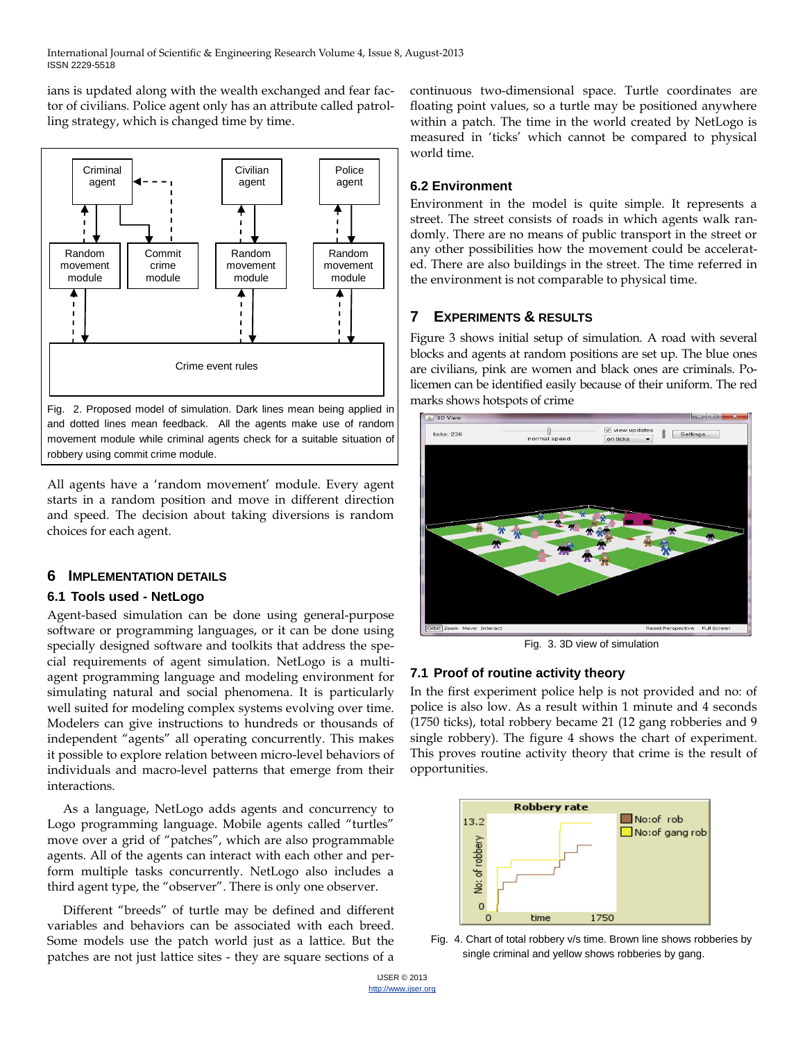ians is updated along with the wealth exchanged and fear factor of civilians. Police agent only has an attribute called patrolling strategy, which is changed time by time.

Fig. 2. Proposed model of simulation. Dark lines mean being applied in and dotted lines mean feedback. All the agents make use of random movement module while criminal agents check for a suitable situation of robbery using commit crime module.

All agents have a 'random movement' module. Every agent starts in a random position and move in different direction and speed. The decision about taking diversions is random choices for each agent.

## 6 Implementation Details

### 6.1 Tools used - NetLogo

Agent-based simulation can be done using general-purpose software or programming languages, or it can be done using specially designed software and toolkits that address the special requirements of agent simulation. NetLogo is a multi-agent programming language and modeling environment for simulating natural and social phenomena. It is particularly well suited for modeling complex systems evolving over time. Modelers can give instructions to hundreds or thousands of independent "agents" all operating concurrently. This makes it possible to explore relation between micro-level behaviors of individuals and macro-level patterns that emerge from their interactions.

As a language, NetLogo adds agents and concurrency to Logo programming language. Mobile agents called "turtles" move over a grid of "patches", which are also programmable agents. All of the agents can interact with each other and perform multiple tasks concurrently. NetLogo also includes a third agent type, the "observer". There is only one observer.

Different "breeds" of turtle may be defined and different variables and behaviors can be associated with each breed. Some models use the patch world just as a lattice. But the patches are not just lattice sites - they are square sections of a continuous two-dimensional space. Turtle coordinates are floating point values, so a turtle may be positioned anywhere within a patch. The time in the world created by NetLogo is measured in 'ticks' which cannot be compared to physical world time.

### 6.2 Environment

Environment in the model is quite simple. It represents a street. The street consists of roads in which agents walk randomly. There are no means of public transport in the street or any other possibilities how the movement could be accelerated. There are also buildings in the street. The time referred in the environment is not comparable to physical time.

## 7 Experiments & Results

Figure 3 shows initial setup of simulation. A road with several blocks and agents at random positions are set up. The blue ones are civilians, pink are women and black ones are criminals. Policemen can be identified easily because of their uniform. The red marks shows hotspots of crime

Fig. 3. 3D view of simulation

### 7.1 Proof of routine activity theory

In the first experiment police help is not provided and no: of police is also low. As a result within 1 minute and 4 seconds (1750 ticks), total robbery became 21 (12 gang robberies and 9 single robbery). The figure 4 shows the chart of experiment. This proves routine activity theory that crime is the result of opportunities.

Fig. 4. Chart of total robbery v/s time. Brown line shows robberies by single criminal and yellow shows robberies by gang.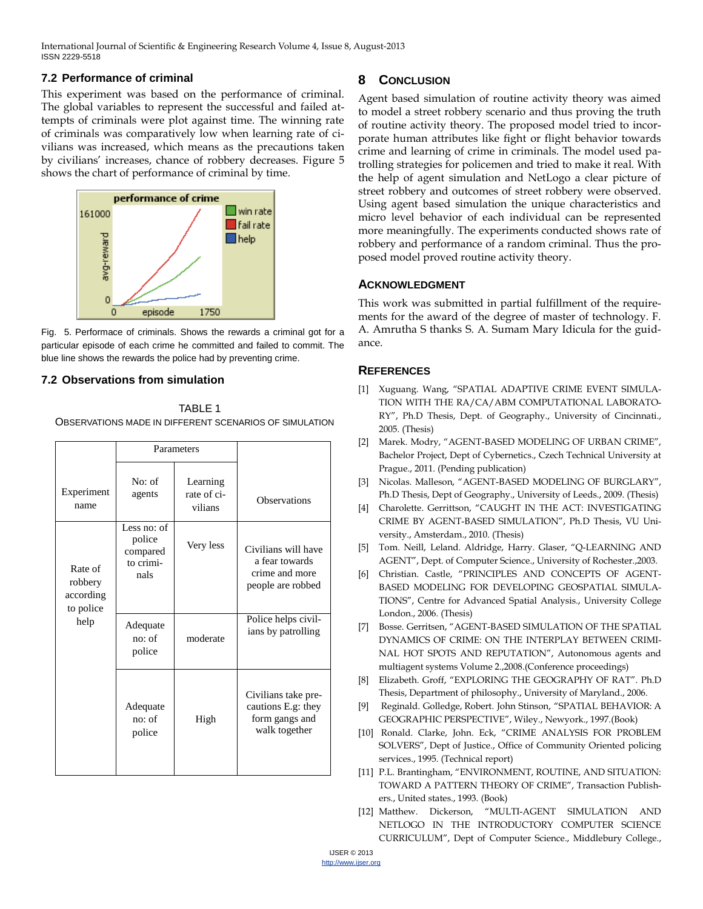### 7.2 Performance of criminal

This experiment was based on the performance of criminal. The global variables to represent the successful and failed attempts of criminals were plot against time. The winning rate of criminals was comparatively low when learning rate of civilians was increased, which means as the precautions taken by civilians' increases, chance of robbery decreases. Figure 5 shows the chart of performance of criminal by time.

Fig. 5. Performace of criminals. Shows the rewards a criminal got for a particular episode of each crime he committed and failed to commit. The blue line shows the rewards the police had by preventing crime.

### 7.2 Observations from simulation

TABLE 1
OBSERVATIONS MADE IN DIFFERENT SCENARIOS OF SIMULATION

| Experiment name | Parameters: No: of agents | Parameters: Learning rate of civilians | Observations |
|---|---|---|---|
| Rate of robbery according to police help | Less no: of police compared to criminals | Very less | Civilians will have a fear towards crime and more people are robbed |
| | Adequate no: of police | moderate | Police helps civilians by patrolling |
| | Adequate no: of police | High | Civilians take precautions E.g: they form gangs and walk together |

## 8 Conclusion

Agent based simulation of routine activity theory was aimed to model a street robbery scenario and thus proving the truth of routine activity theory. The proposed model tried to incorporate human attributes like fight or flight behavior towards crime and learning of crime in criminals. The model used patrolling strategies for policemen and tried to make it real. With the help of agent simulation and NetLogo a clear picture of street robbery and outcomes of street robbery were observed. Using agent based simulation the unique characteristics and micro level behavior of each individual can be represented more meaningfully. The experiments conducted shows rate of robbery and performance of a random criminal. Thus the proposed model proved routine activity theory.

## Acknowledgment

This work was submitted in partial fulfillment of the requirements for the award of the degree of master of technology. F. A. Amrutha S thanks S. A. Sumam Mary Idicula for the guidance.

## References

[1] Xuguang. Wang, "SPATIAL ADAPTIVE CRIME EVENT SIMULATION WITH THE RA/CA/ABM COMPUTATIONAL LABORATORY", Ph.D Thesis, Dept. of Geography., University of Cincinnati., 2005. (Thesis)

[2] Marek. Modry, "AGENT-BASED MODELING OF URBAN CRIME", Bachelor Project, Dept of Cybernetics., Czech Technical University at Prague., 2011. (Pending publication)

[3] Nicolas. Malleson, "AGENT-BASED MODELING OF BURGLARY", Ph.D Thesis, Dept of Geography., University of Leeds., 2009. (Thesis)

[4] Charolette. Gerrittson, "CAUGHT IN THE ACT: INVESTIGATING CRIME BY AGENT-BASED SIMULATION", Ph.D Thesis, VU University., Amsterdam., 2010. (Thesis)

[5] Tom. Neill, Leland. Aldridge, Harry. Glaser, "Q-LEARNING AND AGENT", Dept. of Computer Science., University of Rochester.,2003.

[6] Christian. Castle, "PRINCIPLES AND CONCEPTS OF AGENT-BASED MODELING FOR DEVELOPING GEOSPATIAL SIMULATIONS", Centre for Advanced Spatial Analysis., University College London., 2006. (Thesis)

[7] Bosse. Gerritsen, "AGENT-BASED SIMULATION OF THE SPATIAL DYNAMICS OF CRIME: ON THE INTERPLAY BETWEEN CRIMINAL HOT SPOTS AND REPUTATION", Autonomous agents and multiagent systems Volume 2.,2008.(Conference proceedings)

[8] Elizabeth. Groff, "EXPLORING THE GEOGRAPHY OF RAT". Ph.D Thesis, Department of philosophy., University of Maryland., 2006.

[9] Reginald. Golledge, Robert. John Stinson, "SPATIAL BEHAVIOR: A GEOGRAPHIC PERSPECTIVE", Wiley., Newyork., 1997.(Book)

[10] Ronald. Clarke, John. Eck, "CRIME ANALYSIS FOR PROBLEM SOLVERS", Dept of Justice., Office of Community Oriented policing services., 1995. (Technical report)

[11] P.L. Brantingham, "ENVIRONMENT, ROUTINE, AND SITUATION: TOWARD A PATTERN THEORY OF CRIME", Transaction Publishers., United states., 1993. (Book)

[12] Matthew. Dickerson, "MULTI-AGENT SIMULATION AND NETLOGO IN THE INTRODUCTORY COMPUTER SCIENCE CURRICULUM", Dept of Computer Science., Middlebury College.,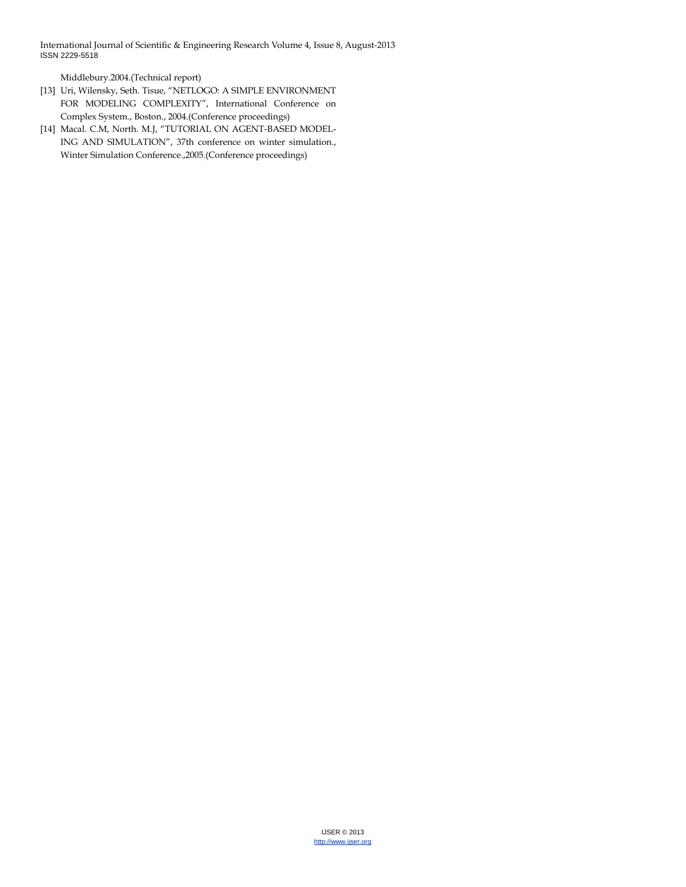Middlebury.2004.(Technical report)

[13] Uri, Wilensky, Seth. Tisue, “NETLOGO: A SIMPLE ENVIRONMENT FOR MODELING COMPLEXITY”, International Conference on Complex System., Boston., 2004.(Conference proceedings)

[14] Macal. C.M, North. M.J, “TUTORIAL ON AGENT-BASED MODELING AND SIMULATION”, 37th conference on winter simulation., Winter Simulation Conference.,2005.(Conference proceedings)